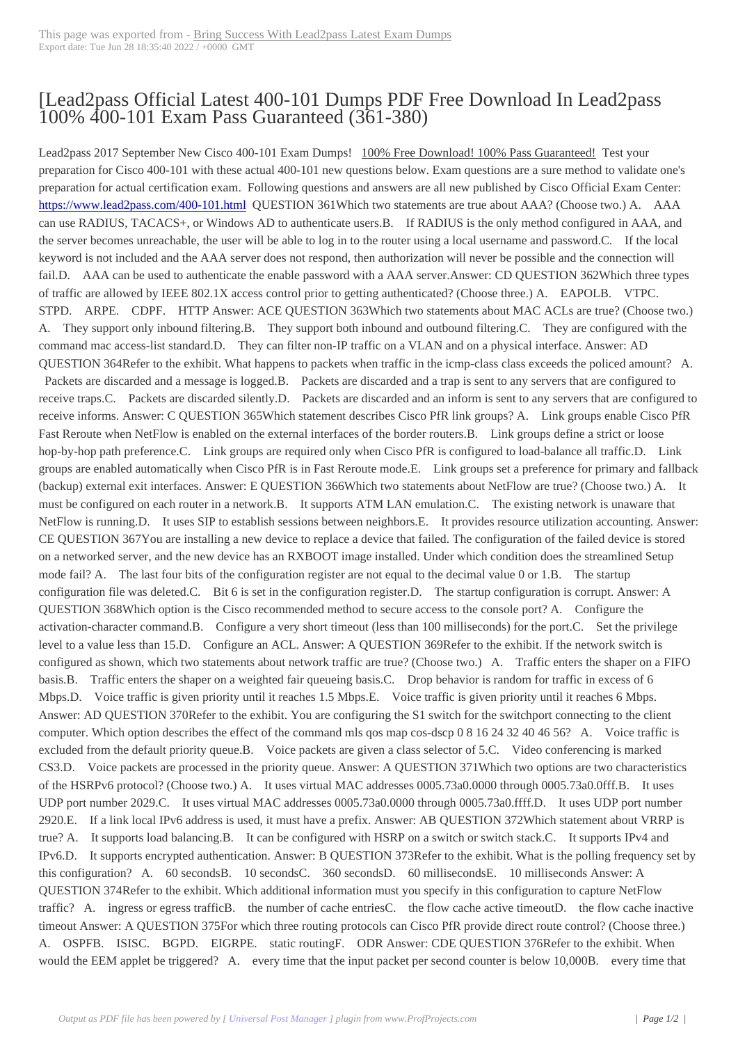# [Lead2pass Official Latest 400-101 Dumps PDF Free Download In Lead2pass 100% 400-101 Exam Pass Guaranteed (361-380)

Lead2pass 2017 September New Cisco 400-101 Exam Dumps! 100% Free Download! 100% Pass Guaranteed! Test your preparation for Cisco 400-101 with these actual 400-101 new questions below. Exam questions are a sure method to validate one's preparation for actual certification exam. Following questions and answers are all new published by Cisco Official Exam Center: https://www.lead2pass.com/400-101.html QUESTION 361Which two statements are true about AAA? (Choose two.) A. AAA can use RADIUS, TACACS+, or Windows AD to authenticate users.B. If RADIUS is the only method configured in AAA, and the server becomes unreachable, the user will be able to log in to the router using a local username and password.C. If the local keyword is not included and the AAA server does not respond, then authorization will never be possible and the connection will fail.D. AAA can be used to authenticate the enable password with a AAA server.Answer: CD QUESTION 362Which three types of traffic are allowed by IEEE 802.1X access control prior to getting authenticated? (Choose three.) A. EAPOLB. VTPC. STPD. ARPE. CDPF. HTTP Answer: ACE QUESTION 363Which two statements about MAC ACLs are true? (Choose two.) A. They support only inbound filtering.B. They support both inbound and outbound filtering.C. They are configured with the command mac access-list standard.D. They can filter non-IP traffic on a VLAN and on a physical interface. Answer: AD QUESTION 364Refer to the exhibit. What happens to packets when traffic in the icmp-class class exceeds the policed amount? A. Packets are discarded and a message is logged.B. Packets are discarded and a trap is sent to any servers that are configured to receive traps.C. Packets are discarded silently.D. Packets are discarded and an inform is sent to any servers that are configured to receive informs. Answer: C QUESTION 365Which statement describes Cisco PfR link groups? A. Link groups enable Cisco PfR Fast Reroute when NetFlow is enabled on the external interfaces of the border routers.B. Link groups define a strict or loose hop-by-hop path preference.C. Link groups are required only when Cisco PfR is configured to load-balance all traffic.D. Link groups are enabled automatically when Cisco PfR is in Fast Reroute mode.E. Link groups set a preference for primary and fallback (backup) external exit interfaces. Answer: E QUESTION 366Which two statements about NetFlow are true? (Choose two.) A. It must be configured on each router in a network.B. It supports ATM LAN emulation.C. The existing network is unaware that NetFlow is running.D. It uses SIP to establish sessions between neighbors.E. It provides resource utilization accounting. Answer: CE QUESTION 367You are installing a new device to replace a device that failed. The configuration of the failed device is stored on a networked server, and the new device has an RXBOOT image installed. Under which condition does the streamlined Setup mode fail? A. The last four bits of the configuration register are not equal to the decimal value 0 or 1.B. The startup configuration file was deleted.C. Bit 6 is set in the configuration register.D. The startup configuration is corrupt. Answer: A QUESTION 368Which option is the Cisco recommended method to secure access to the console port? A. Configure the activation-character command.B. Configure a very short timeout (less than 100 milliseconds) for the port.C. Set the privilege level to a value less than 15.D. Configure an ACL. Answer: A QUESTION 369Refer to the exhibit. If the network switch is configured as shown, which two statements about network traffic are true? (Choose two.) A. Traffic enters the shaper on a FIFO basis.B. Traffic enters the shaper on a weighted fair queueing basis.C. Drop behavior is random for traffic in excess of 6 Mbps.D. Voice traffic is given priority until it reaches 1.5 Mbps.E. Voice traffic is given priority until it reaches 6 Mbps. Answer: AD QUESTION 370Refer to the exhibit. You are configuring the S1 switch for the switchport connecting to the client computer. Which option describes the effect of the command mls qos map cos-dscp 0 8 16 24 32 40 46 56? A. Voice traffic is excluded from the default priority queue.B. Voice packets are given a class selector of 5.C. Video conferencing is marked CS3.D. Voice packets are processed in the priority queue. Answer: A QUESTION 371Which two options are two characteristics of the HSRPv6 protocol? (Choose two.) A. It uses virtual MAC addresses 0005.73a0.0000 through 0005.73a0.0fff.B. It uses UDP port number 2029.C. It uses virtual MAC addresses 0005.73a0.0000 through 0005.73a0.ffff.D. It uses UDP port number 2920.E. If a link local IPv6 address is used, it must have a prefix. Answer: AB QUESTION 372Which statement about VRRP is true? A. It supports load balancing.B. It can be configured with HSRP on a switch or switch stack.C. It supports IPv4 and IPv6.D. It supports encrypted authentication. Answer: B QUESTION 373Refer to the exhibit. What is the polling frequency set by this configuration? A. 60 secondsB. 10 secondsC. 360 secondsD. 60 millisecondsE. 10 milliseconds Answer: A QUESTION 374Refer to the exhibit. Which additional information must you specify in this configuration to capture NetFlow traffic? A. ingress or egress trafficB. the number of cache entriesC. the flow cache active timeoutD. the flow cache inactive timeout Answer: A QUESTION 375For which three routing protocols can Cisco PfR provide direct route control? (Choose three.) A. OSPFB. ISISC. BGPD. EIGRPE. static routingF. ODR Answer: CDE QUESTION 376Refer to the exhibit. When would the EEM applet be triggered? A. every time that the input packet per second counter is below 10,000B. every time that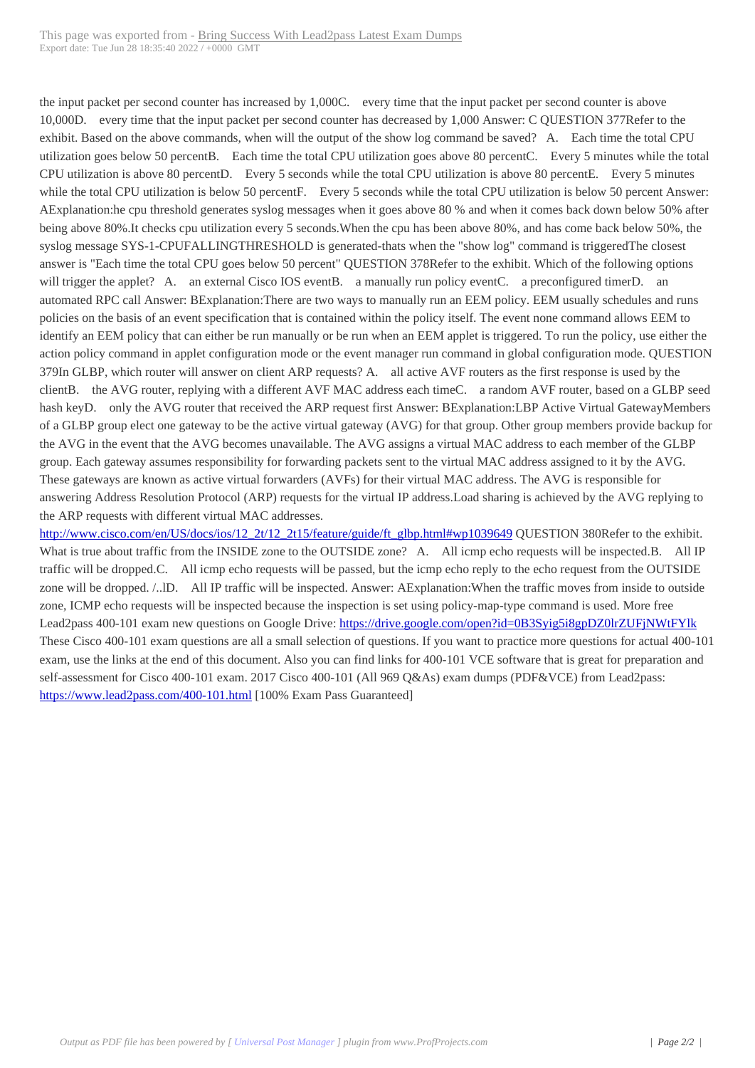the input packet per second counter has increased by 1,000C. every time that the input packet per second counter is above 10,000D. every time that the input packet per second counter has decreased by 1,000 Answer: C QUESTION 377Refer to the exhibit. Based on the above commands, when will the output of the show log command be saved? A. Each time the total CPU utilization goes below 50 percentB. Each time the total CPU utilization goes above 80 percentC. Every 5 minutes while the total CPU utilization is above 80 percentD. Every 5 seconds while the total CPU utilization is above 80 percentE. Every 5 minutes while the total CPU utilization is below 50 percentF. Every 5 seconds while the total CPU utilization is below 50 percent Answer: AExplanation:he cpu threshold generates syslog messages when it goes above 80 % and when it comes back down below 50% after being above 80%.It checks cpu utilization every 5 seconds.When the cpu has been above 80%, and has come back below 50%, the syslog message SYS-1-CPUFALLINGTHRESHOLD is generated-thats when the "show log" command is triggeredThe closest answer is "Each time the total CPU goes below 50 percent" QUESTION 378Refer to the exhibit. Which of the following options will trigger the applet? A. an external Cisco IOS eventB. a manually run policy eventC. a preconfigured timerD. an automated RPC call Answer: BExplanation:There are two ways to manually run an EEM policy. EEM usually schedules and runs policies on the basis of an event specification that is contained within the policy itself. The event none command allows EEM to identify an EEM policy that can either be run manually or be run when an EEM applet is triggered. To run the policy, use either the action policy command in applet configuration mode or the event manager run command in global configuration mode. QUESTION 379In GLBP, which router will answer on client ARP requests? A. all active AVF routers as the first response is used by the clientB. the AVG router, replying with a different AVF MAC address each timeC. a random AVF router, based on a GLBP seed hash keyD. only the AVG router that received the ARP request first Answer: BExplanation:LBP Active Virtual GatewayMembers of a GLBP group elect one gateway to be the active virtual gateway (AVG) for that group. Other group members provide backup for the AVG in the event that the AVG becomes unavailable. The AVG assigns a virtual MAC address to each member of the GLBP group. Each gateway assumes responsibility for forwarding packets sent to the virtual MAC address assigned to it by the AVG. These gateways are known as active virtual forwarders (AVFs) for their virtual MAC address. The AVG is responsible for answering Address Resolution Protocol (ARP) requests for the virtual IP address.Load sharing is achieved by the AVG replying to the ARP requests with different virtual MAC addresses.
http://www.cisco.com/en/US/docs/ios/12_2t/12_2t15/feature/guide/ft_glbp.html#wp1039649 QUESTION 380Refer to the exhibit. What is true about traffic from the INSIDE zone to the OUTSIDE zone? A. All icmp echo requests will be inspected.B. All IP traffic will be dropped.C. All icmp echo requests will be passed, but the icmp echo reply to the echo request from the OUTSIDE zone will be dropped. /..lD. All IP traffic will be inspected. Answer: AExplanation:When the traffic moves from inside to outside zone, ICMP echo requests will be inspected because the inspection is set using policy-map-type command is used. More free Lead2pass 400-101 exam new questions on Google Drive: https://drive.google.com/open?id=0B3Syig5i8gpDZ0lrZUFjNWtFYlk These Cisco 400-101 exam questions are all a small selection of questions. If you want to practice more questions for actual 400-101 exam, use the links at the end of this document. Also you can find links for 400-101 VCE software that is great for preparation and self-assessment for Cisco 400-101 exam. 2017 Cisco 400-101 (All 969 Q&As) exam dumps (PDF&VCE) from Lead2pass: https://www.lead2pass.com/400-101.html [100% Exam Pass Guaranteed]